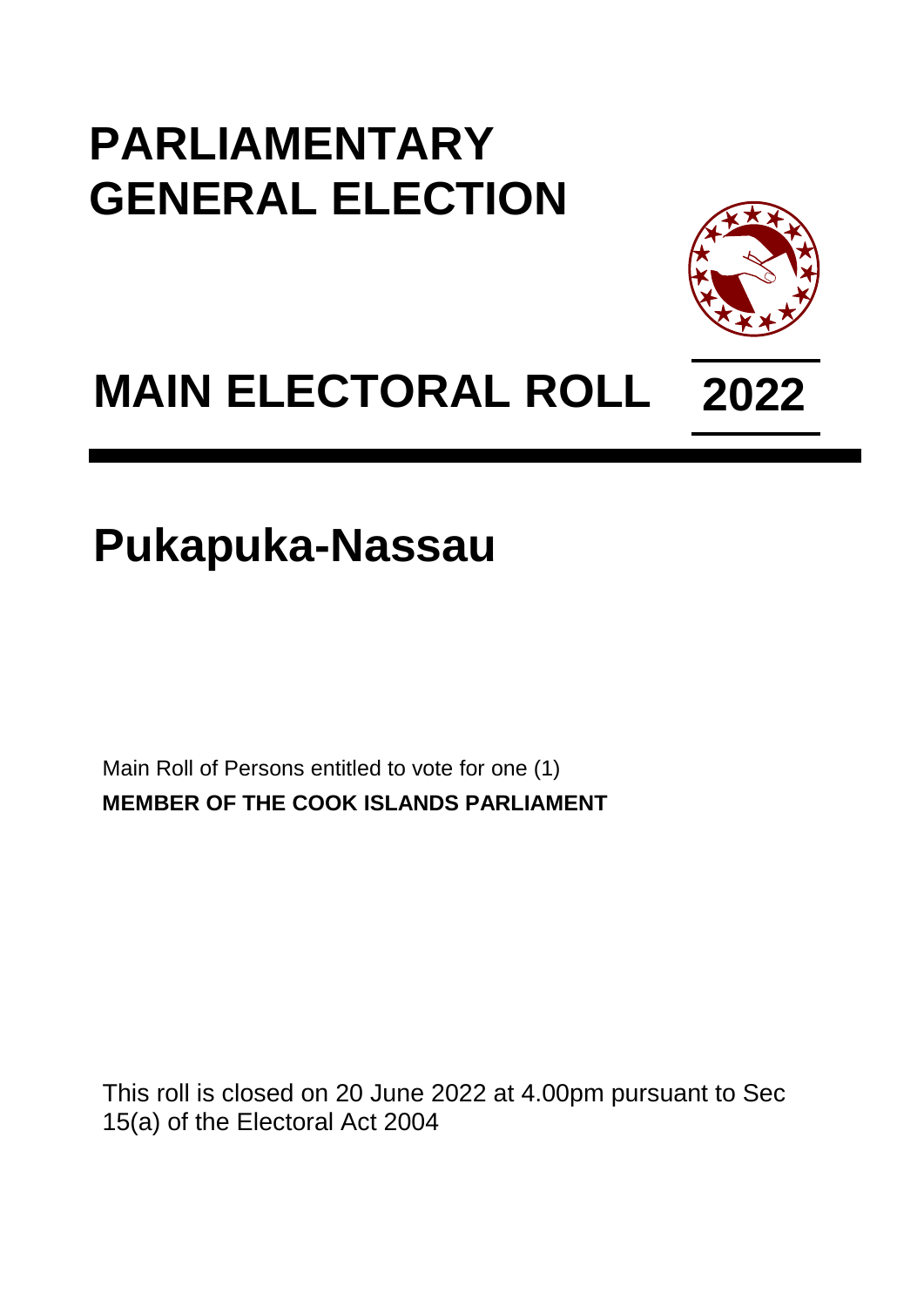# PARLIAMENTARY GENERAL ELECTION

# MAIN ELECTORAL ROLL 2022

## Pukapuka-Nassau

Main Roll of Persons entitled to vote for one (1)
**MEMBER OF THE COOK ISLANDS PARLIAMENT**

This roll is closed on 20 June 2022 at 4.00pm pursuant to Sec 15(a) of the Electoral Act 2004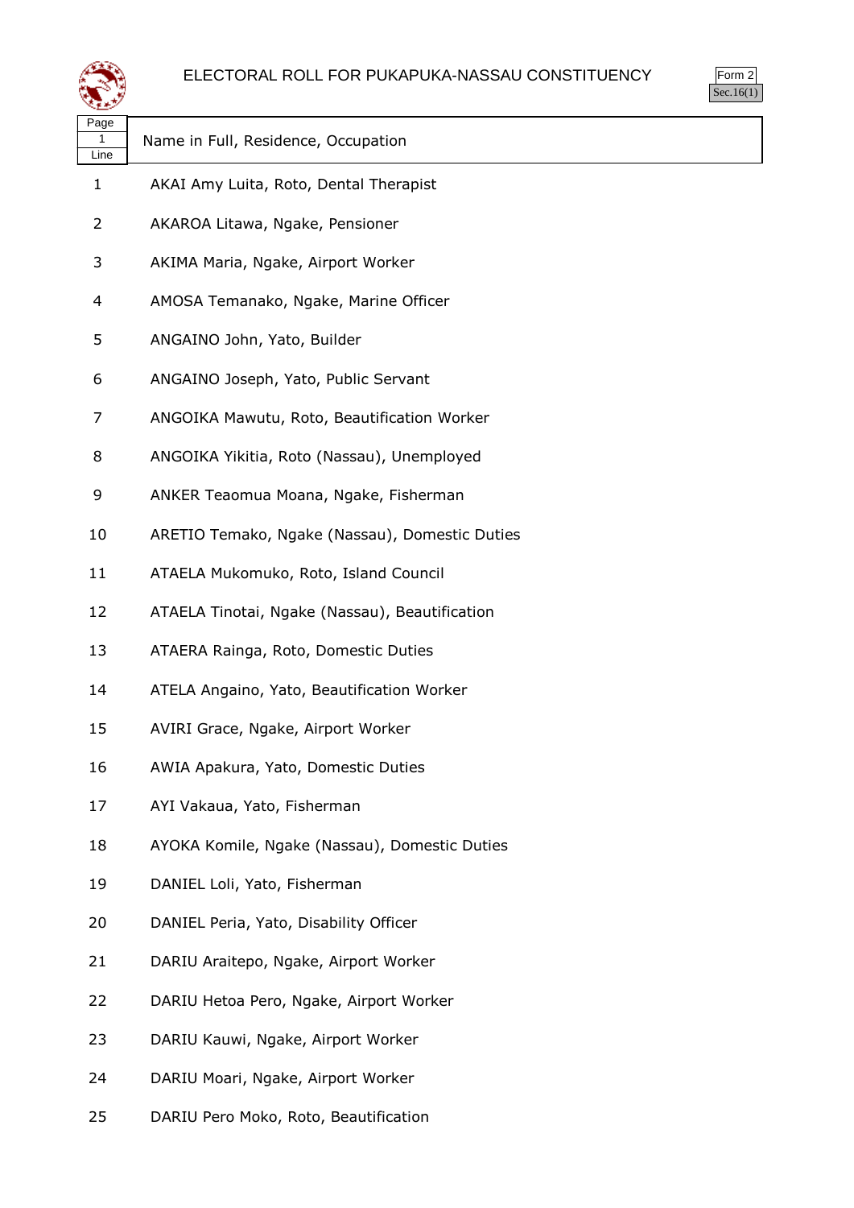# ELECTORAL ROLL FOR PUKAPUKA-NASSAU CONSTITUENCY

Form 2
Sec.16(1)

| Page 1 Line | Name in Full, Residence, Occupation |
|---|---|
| 1 | AKAI Amy Luita, Roto, Dental Therapist |
| 2 | AKAROA Litawa, Ngake, Pensioner |
| 3 | AKIMA Maria, Ngake, Airport Worker |
| 4 | AMOSA Temanako, Ngake, Marine Officer |
| 5 | ANGAINO John, Yato, Builder |
| 6 | ANGAINO Joseph, Yato, Public Servant |
| 7 | ANGOIKA Mawutu, Roto, Beautification Worker |
| 8 | ANGOIKA Yikitia, Roto (Nassau), Unemployed |
| 9 | ANKER Teaomua Moana, Ngake, Fisherman |
| 10 | ARETIO Temako, Ngake (Nassau), Domestic Duties |
| 11 | ATAELA Mukomuko, Roto, Island Council |
| 12 | ATAELA Tinotai, Ngake (Nassau), Beautification |
| 13 | ATAERA Rainga, Roto, Domestic Duties |
| 14 | ATELA Angaino, Yato, Beautification Worker |
| 15 | AVIRI Grace, Ngake, Airport Worker |
| 16 | AWIA Apakura, Yato, Domestic Duties |
| 17 | AYI Vakaua, Yato, Fisherman |
| 18 | AYOKA Komile, Ngake (Nassau), Domestic Duties |
| 19 | DANIEL Loli, Yato, Fisherman |
| 20 | DANIEL Peria, Yato, Disability Officer |
| 21 | DARIU Araitepo, Ngake, Airport Worker |
| 22 | DARIU Hetoa Pero, Ngake, Airport Worker |
| 23 | DARIU Kauwi, Ngake, Airport Worker |
| 24 | DARIU Moari, Ngake, Airport Worker |
| 25 | DARIU Pero Moko, Roto, Beautification |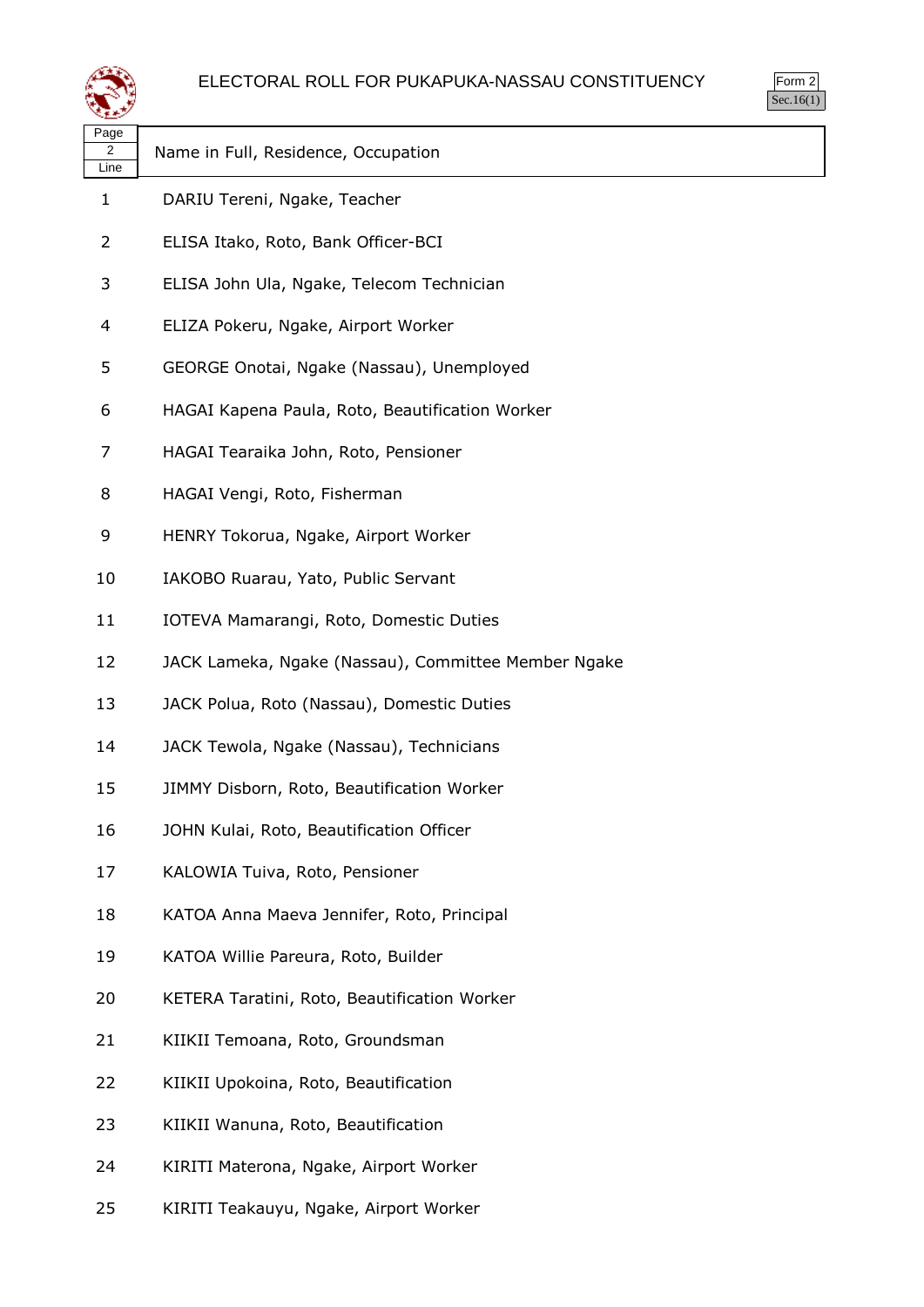# ELECTORAL ROLL FOR PUKAPUKA-NASSAU CONSTITUENCY

Form 2
Sec.16(1)

| Page 2 Line | Name in Full, Residence, Occupation |
|---|---|
| 1 | DARIU Tereni, Ngake, Teacher |
| 2 | ELISA Itako, Roto, Bank Officer-BCI |
| 3 | ELISA John Ula, Ngake, Telecom Technician |
| 4 | ELIZA Pokeru, Ngake, Airport Worker |
| 5 | GEORGE Onotai, Ngake (Nassau), Unemployed |
| 6 | HAGAI Kapena Paula, Roto, Beautification Worker |
| 7 | HAGAI Tearaika John, Roto, Pensioner |
| 8 | HAGAI Vengi, Roto, Fisherman |
| 9 | HENRY Tokorua, Ngake, Airport Worker |
| 10 | IAKOBO Ruarau, Yato, Public Servant |
| 11 | IOTEVA Mamarangi, Roto, Domestic Duties |
| 12 | JACK Lameka, Ngake (Nassau), Committee Member Ngake |
| 13 | JACK Polua, Roto (Nassau), Domestic Duties |
| 14 | JACK Tewola, Ngake (Nassau), Technicians |
| 15 | JIMMY Disborn, Roto, Beautification Worker |
| 16 | JOHN Kulai, Roto, Beautification Officer |
| 17 | KALOWIA Tuiva, Roto, Pensioner |
| 18 | KATOA Anna Maeva Jennifer, Roto, Principal |
| 19 | KATOA Willie Pareura, Roto, Builder |
| 20 | KETERA Taratini, Roto, Beautification Worker |
| 21 | KIIKII Temoana, Roto, Groundsman |
| 22 | KIIKII Upokoina, Roto, Beautification |
| 23 | KIIKII Wanuna, Roto, Beautification |
| 24 | KIRITI Materona, Ngake, Airport Worker |
| 25 | KIRITI Teakauyu, Ngake, Airport Worker |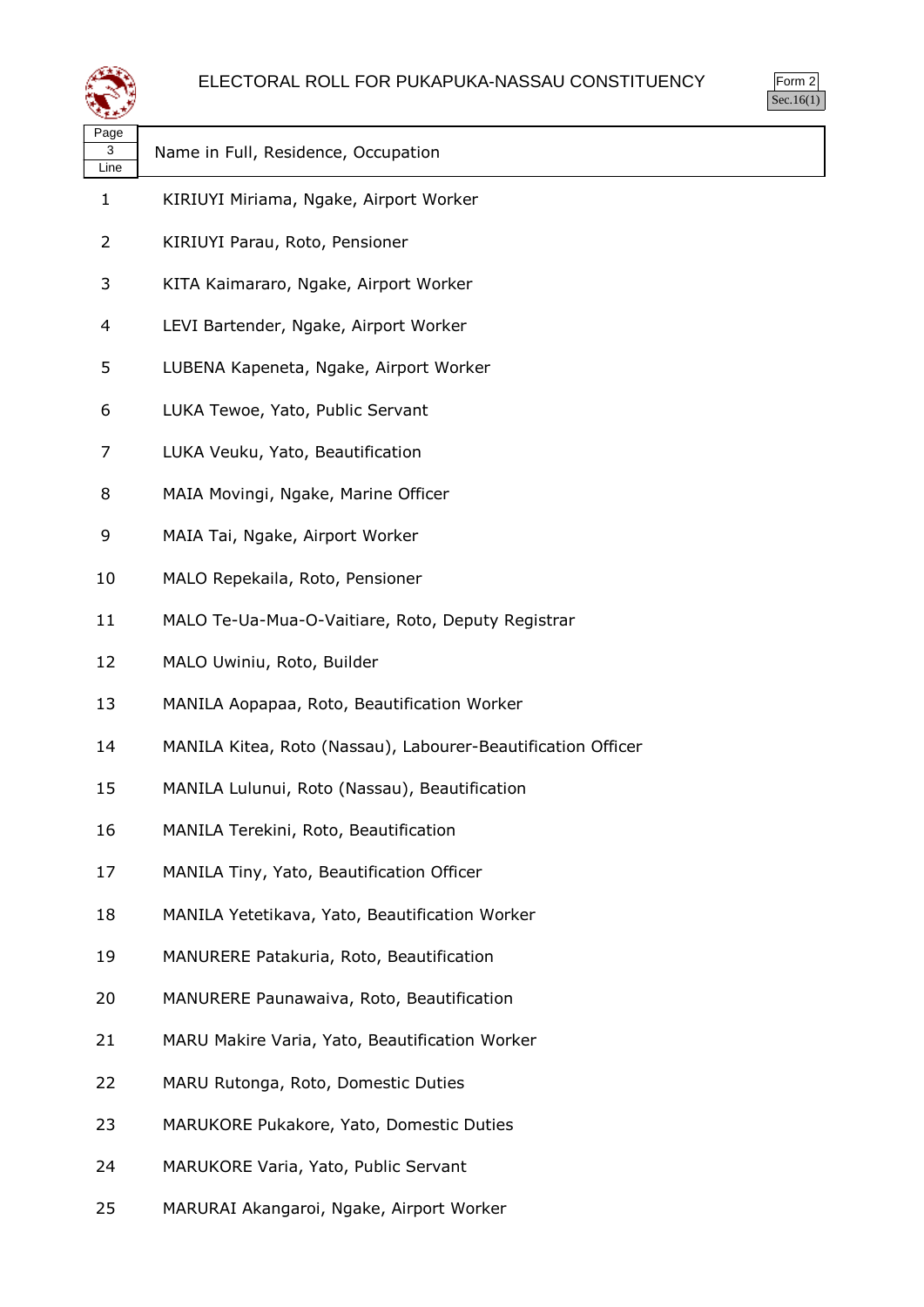# ELECTORAL ROLL FOR PUKAPUKA-NASSAU CONSTITUENCY

Form 2
Sec.16(1)

| Page 3 Line | Name in Full, Residence, Occupation |
|---|---|
| 1 | KIRIUYI Miriama, Ngake, Airport Worker |
| 2 | KIRIUYI Parau, Roto, Pensioner |
| 3 | KITA Kaimararo, Ngake, Airport Worker |
| 4 | LEVI Bartender, Ngake, Airport Worker |
| 5 | LUBENA Kapeneta, Ngake, Airport Worker |
| 6 | LUKA Tewoe, Yato, Public Servant |
| 7 | LUKA Veuku, Yato, Beautification |
| 8 | MAIA Movingi, Ngake, Marine Officer |
| 9 | MAIA Tai, Ngake, Airport Worker |
| 10 | MALO Repekaila, Roto, Pensioner |
| 11 | MALO Te-Ua-Mua-O-Vaitiare, Roto, Deputy Registrar |
| 12 | MALO Uwiniu, Roto, Builder |
| 13 | MANILA Aopapaa, Roto, Beautification Worker |
| 14 | MANILA Kitea, Roto (Nassau), Labourer-Beautification Officer |
| 15 | MANILA Lulunui, Roto (Nassau), Beautification |
| 16 | MANILA Terekini, Roto, Beautification |
| 17 | MANILA Tiny, Yato, Beautification Officer |
| 18 | MANILA Yetetikava, Yato, Beautification Worker |
| 19 | MANURERE Patakuria, Roto, Beautification |
| 20 | MANURERE Paunawaiva, Roto, Beautification |
| 21 | MARU Makire Varia, Yato, Beautification Worker |
| 22 | MARU Rutonga, Roto, Domestic Duties |
| 23 | MARUKORE Pukakore, Yato, Domestic Duties |
| 24 | MARUKORE Varia, Yato, Public Servant |
| 25 | MARURAI Akangaroi, Ngake, Airport Worker |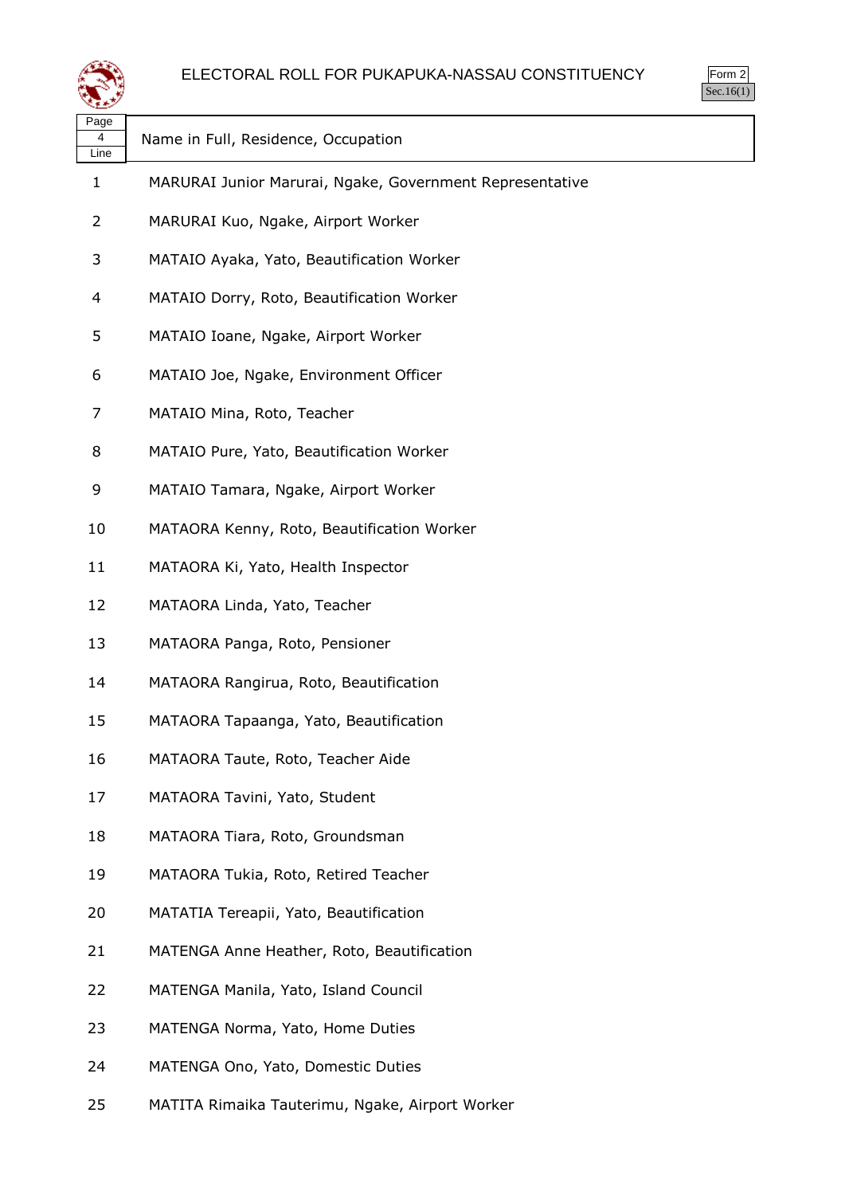ELECTORAL ROLL FOR PUKAPUKA-NASSAU CONSTITUENCY

Form 2
Sec.16(1)

| Page 4 Line | Name in Full, Residence, Occupation |
|---|---|
| 1 | MARURAI Junior Marurai, Ngake, Government Representative |
| 2 | MARURAI Kuo, Ngake, Airport Worker |
| 3 | MATAIO Ayaka, Yato, Beautification Worker |
| 4 | MATAIO Dorry, Roto, Beautification Worker |
| 5 | MATAIO Ioane, Ngake, Airport Worker |
| 6 | MATAIO Joe, Ngake, Environment Officer |
| 7 | MATAIO Mina, Roto, Teacher |
| 8 | MATAIO Pure, Yato, Beautification Worker |
| 9 | MATAIO Tamara, Ngake, Airport Worker |
| 10 | MATAORA Kenny, Roto, Beautification Worker |
| 11 | MATAORA Ki, Yato, Health Inspector |
| 12 | MATAORA Linda, Yato, Teacher |
| 13 | MATAORA Panga, Roto, Pensioner |
| 14 | MATAORA Rangirua, Roto, Beautification |
| 15 | MATAORA Tapaanga, Yato, Beautification |
| 16 | MATAORA Taute, Roto, Teacher Aide |
| 17 | MATAORA Tavini, Yato, Student |
| 18 | MATAORA Tiara, Roto, Groundsman |
| 19 | MATAORA Tukia, Roto, Retired Teacher |
| 20 | MATATIA Tereapii, Yato, Beautification |
| 21 | MATENGA Anne Heather, Roto, Beautification |
| 22 | MATENGA Manila, Yato, Island Council |
| 23 | MATENGA Norma, Yato, Home Duties |
| 24 | MATENGA Ono, Yato, Domestic Duties |
| 25 | MATITA Rimaika Tauterimu, Ngake, Airport Worker |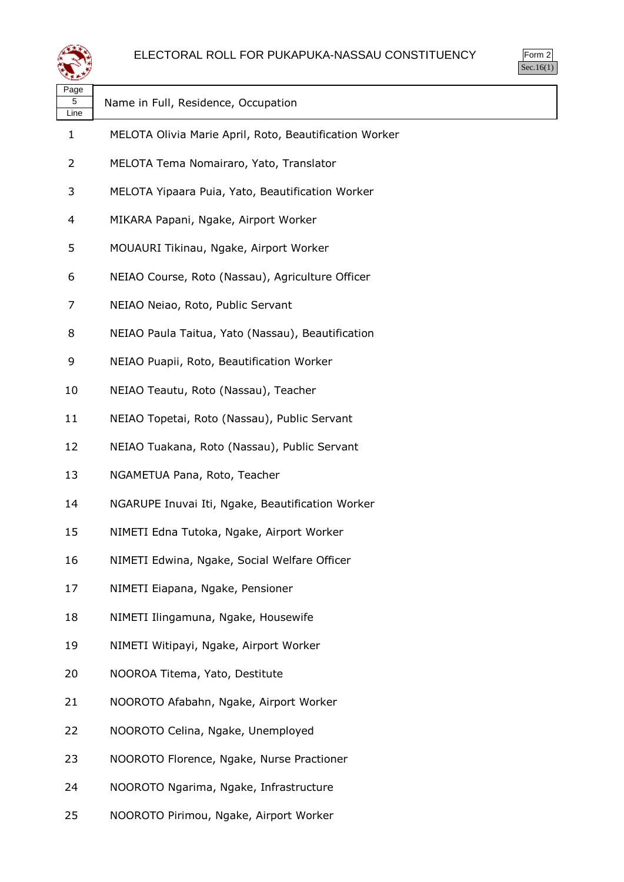# ELECTORAL ROLL FOR PUKAPUKA-NASSAU CONSTITUENCY

Form 2
Sec.16(1)

| Page 5 Line | Name in Full, Residence, Occupation |
|---|---|
| 1 | MELOTA Olivia Marie April, Roto, Beautification Worker |
| 2 | MELOTA Tema Nomairaro, Yato, Translator |
| 3 | MELOTA Yipaara Puia, Yato, Beautification Worker |
| 4 | MIKARA Papani, Ngake, Airport Worker |
| 5 | MOUAURI Tikinau, Ngake, Airport Worker |
| 6 | NEIAO Course, Roto (Nassau), Agriculture Officer |
| 7 | NEIAO Neiao, Roto, Public Servant |
| 8 | NEIAO Paula Taitua, Yato (Nassau), Beautification |
| 9 | NEIAO Puapii, Roto, Beautification Worker |
| 10 | NEIAO Teautu, Roto (Nassau), Teacher |
| 11 | NEIAO Topetai, Roto (Nassau), Public Servant |
| 12 | NEIAO Tuakana, Roto (Nassau), Public Servant |
| 13 | NGAMETUA Pana, Roto, Teacher |
| 14 | NGARUPE Inuvai Iti, Ngake, Beautification Worker |
| 15 | NIMETI Edna Tutoka, Ngake, Airport Worker |
| 16 | NIMETI Edwina, Ngake, Social Welfare Officer |
| 17 | NIMETI Eiapana, Ngake, Pensioner |
| 18 | NIMETI Ilingamuna, Ngake, Housewife |
| 19 | NIMETI Witipayi, Ngake, Airport Worker |
| 20 | NOOROA Titema, Yato, Destitute |
| 21 | NOOROTO Afabahn, Ngake, Airport Worker |
| 22 | NOOROTO Celina, Ngake, Unemployed |
| 23 | NOOROTO Florence, Ngake, Nurse Practioner |
| 24 | NOOROTO Ngarima, Ngake, Infrastructure |
| 25 | NOOROTO Pirimou, Ngake, Airport Worker |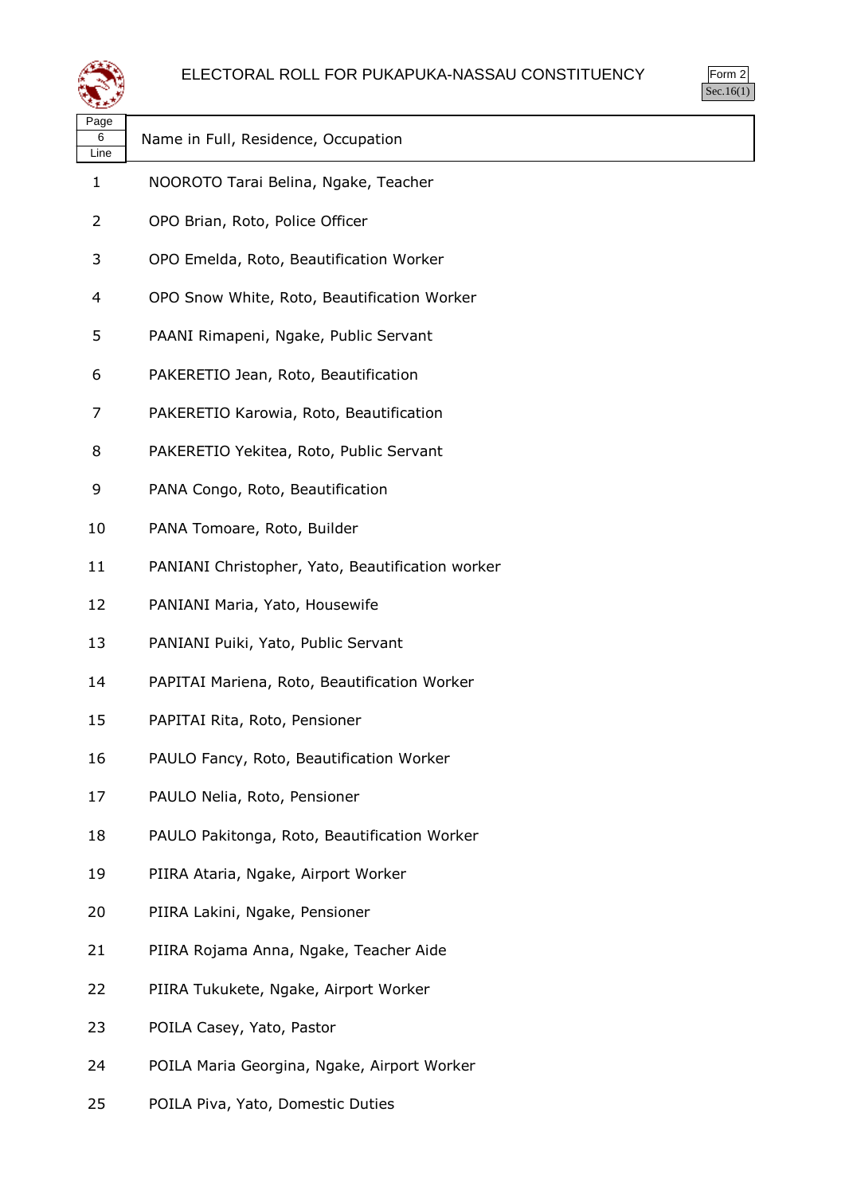# ELECTORAL ROLL FOR PUKAPUKA-NASSAU CONSTITUENCY

Form 2
Sec.16(1)

| Page 6 Line | Name in Full, Residence, Occupation |
| --- | --- |
| 1 | NOOROTO Tarai Belina, Ngake, Teacher |
| 2 | OPO Brian, Roto, Police Officer |
| 3 | OPO Emelda, Roto, Beautification Worker |
| 4 | OPO Snow White, Roto, Beautification Worker |
| 5 | PAANI Rimapeni, Ngake, Public Servant |
| 6 | PAKERETIO Jean, Roto, Beautification |
| 7 | PAKERETIO Karowia, Roto, Beautification |
| 8 | PAKERETIO Yekitea, Roto, Public Servant |
| 9 | PANA Congo, Roto, Beautification |
| 10 | PANA Tomoare, Roto, Builder |
| 11 | PANIANI Christopher, Yato, Beautification worker |
| 12 | PANIANI Maria, Yato, Housewife |
| 13 | PANIANI Puiki, Yato, Public Servant |
| 14 | PAPITAI Mariena, Roto, Beautification Worker |
| 15 | PAPITAI Rita, Roto, Pensioner |
| 16 | PAULO Fancy, Roto, Beautification Worker |
| 17 | PAULO Nelia, Roto, Pensioner |
| 18 | PAULO Pakitonga, Roto, Beautification Worker |
| 19 | PIIRA Ataria, Ngake, Airport Worker |
| 20 | PIIRA Lakini, Ngake, Pensioner |
| 21 | PIIRA Rojama Anna, Ngake, Teacher Aide |
| 22 | PIIRA Tukukete, Ngake, Airport Worker |
| 23 | POILA Casey, Yato, Pastor |
| 24 | POILA Maria Georgina, Ngake, Airport Worker |
| 25 | POILA Piva, Yato, Domestic Duties |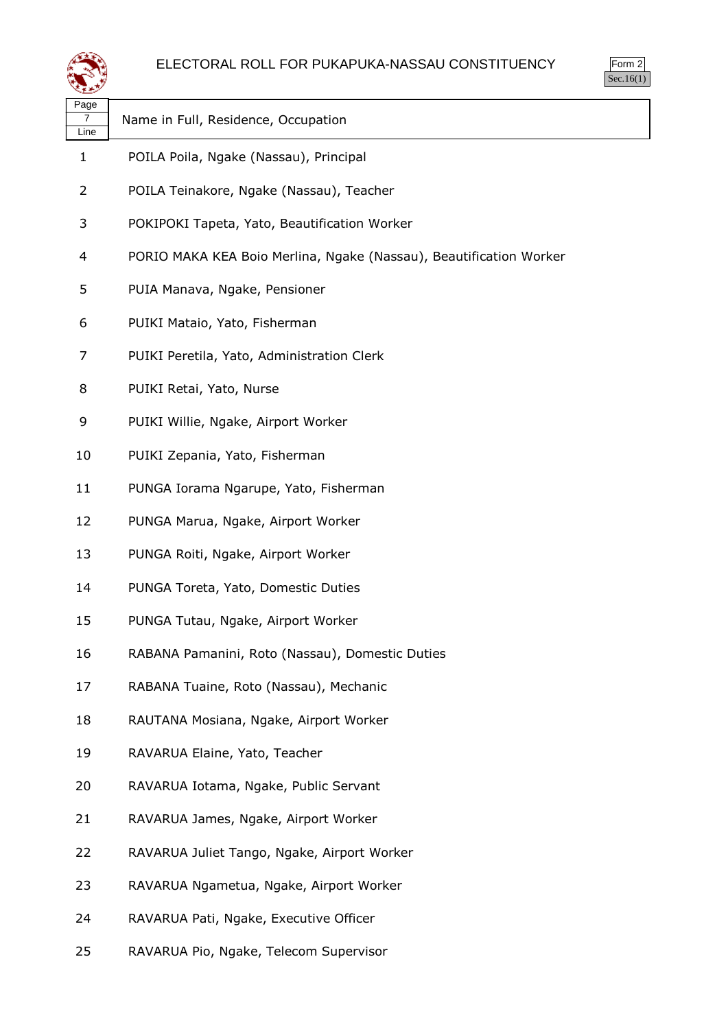# ELECTORAL ROLL FOR PUKAPUKA-NASSAU CONSTITUENCY

Form 2
Sec.16(1)

| Page 7 Line | Name in Full, Residence, Occupation |
|---|---|
| 1 | POILA Poila, Ngake (Nassau), Principal |
| 2 | POILA Teinakore, Ngake (Nassau), Teacher |
| 3 | POKIPOKI Tapeta, Yato, Beautification Worker |
| 4 | PORIO MAKA KEA Boio Merlina, Ngake (Nassau), Beautification Worker |
| 5 | PUIA Manava, Ngake, Pensioner |
| 6 | PUIKI Mataio, Yato, Fisherman |
| 7 | PUIKI Peretila, Yato, Administration Clerk |
| 8 | PUIKI Retai, Yato, Nurse |
| 9 | PUIKI Willie, Ngake, Airport Worker |
| 10 | PUIKI Zepania, Yato, Fisherman |
| 11 | PUNGA Iorama Ngarupe, Yato, Fisherman |
| 12 | PUNGA Marua, Ngake, Airport Worker |
| 13 | PUNGA Roiti, Ngake, Airport Worker |
| 14 | PUNGA Toreta, Yato, Domestic Duties |
| 15 | PUNGA Tutau, Ngake, Airport Worker |
| 16 | RABANA Pamanini, Roto (Nassau), Domestic Duties |
| 17 | RABANA Tuaine, Roto (Nassau), Mechanic |
| 18 | RAUTANA Mosiana, Ngake, Airport Worker |
| 19 | RAVARUA Elaine, Yato, Teacher |
| 20 | RAVARUA Iotama, Ngake, Public Servant |
| 21 | RAVARUA James, Ngake, Airport Worker |
| 22 | RAVARUA Juliet Tango, Ngake, Airport Worker |
| 23 | RAVARUA Ngametua, Ngake, Airport Worker |
| 24 | RAVARUA Pati, Ngake, Executive Officer |
| 25 | RAVARUA Pio, Ngake, Telecom Supervisor |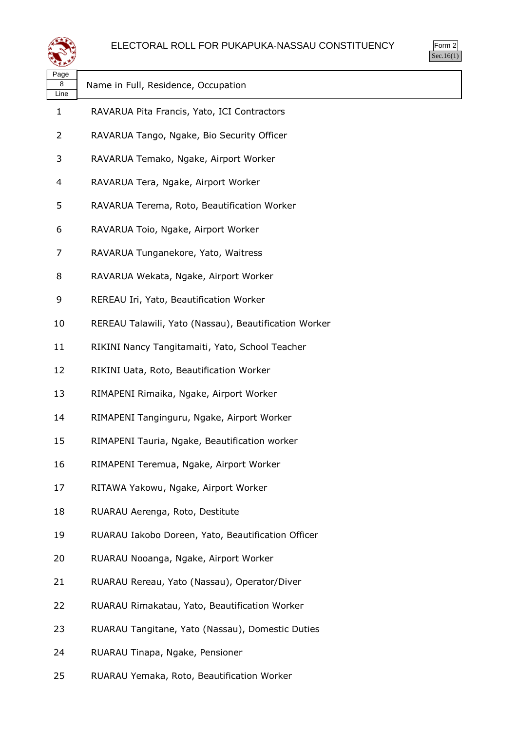ELECTORAL ROLL FOR PUKAPUKA-NASSAU CONSTITUENCY

Form 2
Sec.16(1)

| Page 8 Line | Name in Full, Residence, Occupation |
|---|---|
| 1 | RAVARUA Pita Francis, Yato, ICI Contractors |
| 2 | RAVARUA Tango, Ngake, Bio Security Officer |
| 3 | RAVARUA Temako, Ngake, Airport Worker |
| 4 | RAVARUA Tera, Ngake, Airport Worker |
| 5 | RAVARUA Terema, Roto, Beautification Worker |
| 6 | RAVARUA Toio, Ngake, Airport Worker |
| 7 | RAVARUA Tunganekore, Yato, Waitress |
| 8 | RAVARUA Wekata, Ngake, Airport Worker |
| 9 | REREAU Iri, Yato, Beautification Worker |
| 10 | REREAU Talawili, Yato (Nassau), Beautification Worker |
| 11 | RIKINI Nancy Tangitamaiti, Yato, School Teacher |
| 12 | RIKINI Uata, Roto, Beautification Worker |
| 13 | RIMAPENI Rimaika, Ngake, Airport Worker |
| 14 | RIMAPENI Tanginguru, Ngake, Airport Worker |
| 15 | RIMAPENI Tauria, Ngake, Beautification worker |
| 16 | RIMAPENI Teremua, Ngake, Airport Worker |
| 17 | RITAWA Yakowu, Ngake, Airport Worker |
| 18 | RUARAU Aerenga, Roto, Destitute |
| 19 | RUARAU Iakobo Doreen, Yato, Beautification Officer |
| 20 | RUARAU Nooanga, Ngake, Airport Worker |
| 21 | RUARAU Rereau, Yato (Nassau), Operator/Diver |
| 22 | RUARAU Rimakatau, Yato, Beautification Worker |
| 23 | RUARAU Tangitane, Yato (Nassau), Domestic Duties |
| 24 | RUARAU Tinapa, Ngake, Pensioner |
| 25 | RUARAU Yemaka, Roto, Beautification Worker |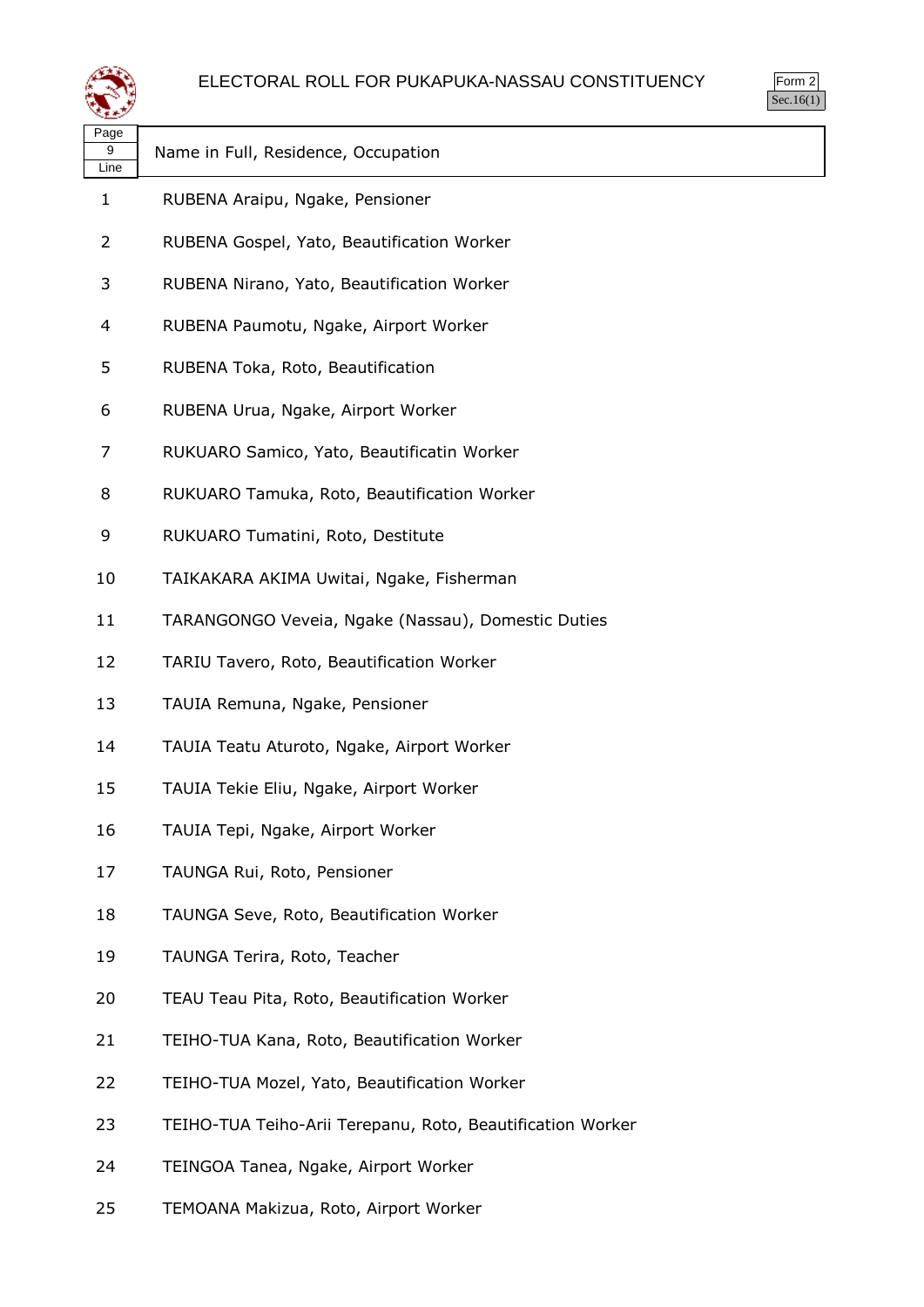# ELECTORAL ROLL FOR PUKAPUKA-NASSAU CONSTITUENCY

Form 2
Sec.16(1)

| Page 9 Line | Name in Full, Residence, Occupation |
|---|---|
| 1 | RUBENA Araipu, Ngake, Pensioner |
| 2 | RUBENA Gospel, Yato, Beautification Worker |
| 3 | RUBENA Nirano, Yato, Beautification Worker |
| 4 | RUBENA Paumotu, Ngake, Airport Worker |
| 5 | RUBENA Toka, Roto, Beautification |
| 6 | RUBENA Urua, Ngake, Airport Worker |
| 7 | RUKUARO Samico, Yato, Beautificatin Worker |
| 8 | RUKUARO Tamuka, Roto, Beautification Worker |
| 9 | RUKUARO Tumatini, Roto, Destitute |
| 10 | TAIKAKARA AKIMA Uwitai, Ngake, Fisherman |
| 11 | TARANGONGO Veveia, Ngake (Nassau), Domestic Duties |
| 12 | TARIU Tavero, Roto, Beautification Worker |
| 13 | TAUIA Remuna, Ngake, Pensioner |
| 14 | TAUIA Teatu Aturoto, Ngake, Airport Worker |
| 15 | TAUIA Tekie Eliu, Ngake, Airport Worker |
| 16 | TAUIA Tepi, Ngake, Airport Worker |
| 17 | TAUNGA Rui, Roto, Pensioner |
| 18 | TAUNGA Seve, Roto, Beautification Worker |
| 19 | TAUNGA Terira, Roto, Teacher |
| 20 | TEAU Teau Pita, Roto, Beautification Worker |
| 21 | TEIHO-TUA Kana, Roto, Beautification Worker |
| 22 | TEIHO-TUA Mozel, Yato, Beautification Worker |
| 23 | TEIHO-TUA Teiho-Arii Terepanu, Roto, Beautification Worker |
| 24 | TEINGOA Tanea, Ngake, Airport Worker |
| 25 | TEMOANA Makizua, Roto, Airport Worker |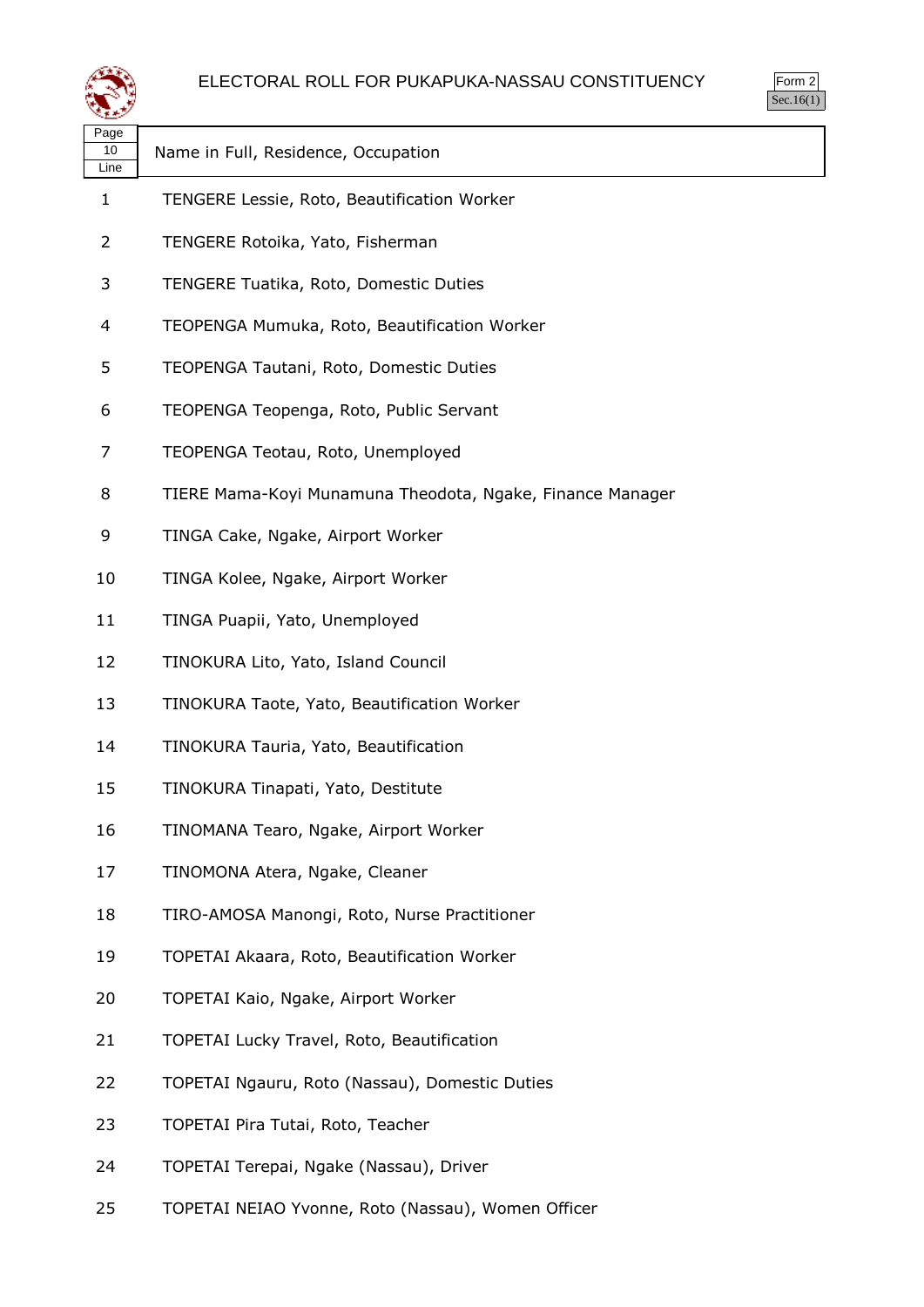ELECTORAL ROLL FOR PUKAPUKA-NASSAU CONSTITUENCY

Form 2
Sec.16(1)

| Page 10 Line | Name in Full, Residence, Occupation |
|---|---|
| 1 | TENGERE Lessie, Roto, Beautification Worker |
| 2 | TENGERE Rotoika, Yato, Fisherman |
| 3 | TENGERE Tuatika, Roto, Domestic Duties |
| 4 | TEOPENGA Mumuka, Roto, Beautification Worker |
| 5 | TEOPENGA Tautani, Roto, Domestic Duties |
| 6 | TEOPENGA Teopenga, Roto, Public Servant |
| 7 | TEOPENGA Teotau, Roto, Unemployed |
| 8 | TIERE Mama-Koyi Munamuna Theodota, Ngake, Finance Manager |
| 9 | TINGA Cake, Ngake, Airport Worker |
| 10 | TINGA Kolee, Ngake, Airport Worker |
| 11 | TINGA Puapii, Yato, Unemployed |
| 12 | TINOKURA Lito, Yato, Island Council |
| 13 | TINOKURA Taote, Yato, Beautification Worker |
| 14 | TINOKURA Tauria, Yato, Beautification |
| 15 | TINOKURA Tinapati, Yato, Destitute |
| 16 | TINOMANA Tearo, Ngake, Airport Worker |
| 17 | TINOMONA Atera, Ngake, Cleaner |
| 18 | TIRO-AMOSA Manongi, Roto, Nurse Practitioner |
| 19 | TOPETAI Akaara, Roto, Beautification Worker |
| 20 | TOPETAI Kaio, Ngake, Airport Worker |
| 21 | TOPETAI Lucky Travel, Roto, Beautification |
| 22 | TOPETAI Ngauru, Roto (Nassau), Domestic Duties |
| 23 | TOPETAI Pira Tutai, Roto, Teacher |
| 24 | TOPETAI Terepai, Ngake (Nassau), Driver |
| 25 | TOPETAI NEIAO Yvonne, Roto (Nassau), Women Officer |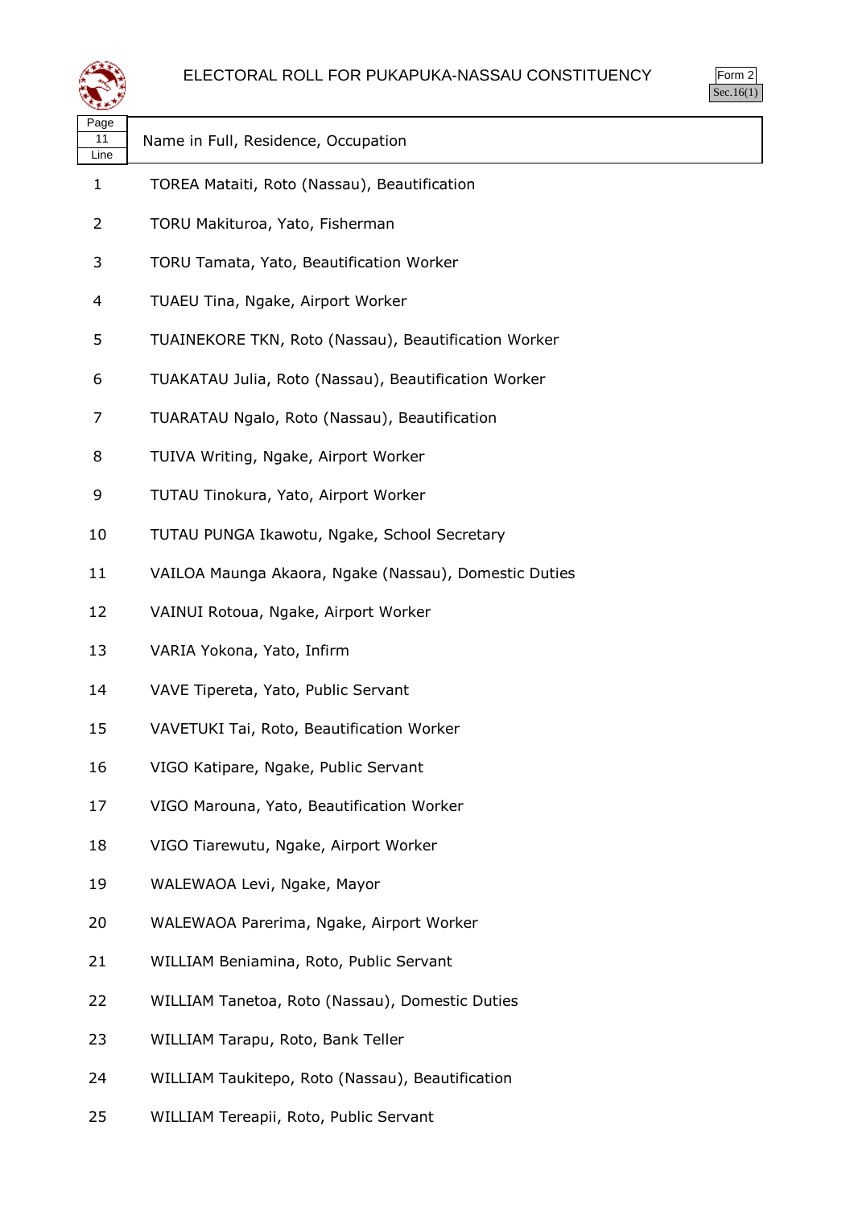# ELECTORAL ROLL FOR PUKAPUKA-NASSAU CONSTITUENCY

Form 2
Sec.16(1)

| Page 11 Line | Name in Full, Residence, Occupation |
|---|---|
| 1 | TOREA Mataiti, Roto (Nassau), Beautification |
| 2 | TORU Makituroa, Yato, Fisherman |
| 3 | TORU Tamata, Yato, Beautification Worker |
| 4 | TUAEU Tina, Ngake, Airport Worker |
| 5 | TUAINEKORE TKN, Roto (Nassau), Beautification Worker |
| 6 | TUAKATAU Julia, Roto (Nassau), Beautification Worker |
| 7 | TUARATAU Ngalo, Roto (Nassau), Beautification |
| 8 | TUIVA Writing, Ngake, Airport Worker |
| 9 | TUTAU Tinokura, Yato, Airport Worker |
| 10 | TUTAU PUNGA Ikawotu, Ngake, School Secretary |
| 11 | VAILOA Maunga Akaora, Ngake (Nassau), Domestic Duties |
| 12 | VAINUI Rotoua, Ngake, Airport Worker |
| 13 | VARIA Yokona, Yato, Infirm |
| 14 | VAVE Tipereta, Yato, Public Servant |
| 15 | VAVETUKI Tai, Roto, Beautification Worker |
| 16 | VIGO Katipare, Ngake, Public Servant |
| 17 | VIGO Marouna, Yato, Beautification Worker |
| 18 | VIGO Tiarewutu, Ngake, Airport Worker |
| 19 | WALEWAOA Levi, Ngake, Mayor |
| 20 | WALEWAOA Parerima, Ngake, Airport Worker |
| 21 | WILLIAM Beniamina, Roto, Public Servant |
| 22 | WILLIAM Tanetoa, Roto (Nassau), Domestic Duties |
| 23 | WILLIAM Tarapu, Roto, Bank Teller |
| 24 | WILLIAM Taukitepo, Roto (Nassau), Beautification |
| 25 | WILLIAM Tereapii, Roto, Public Servant |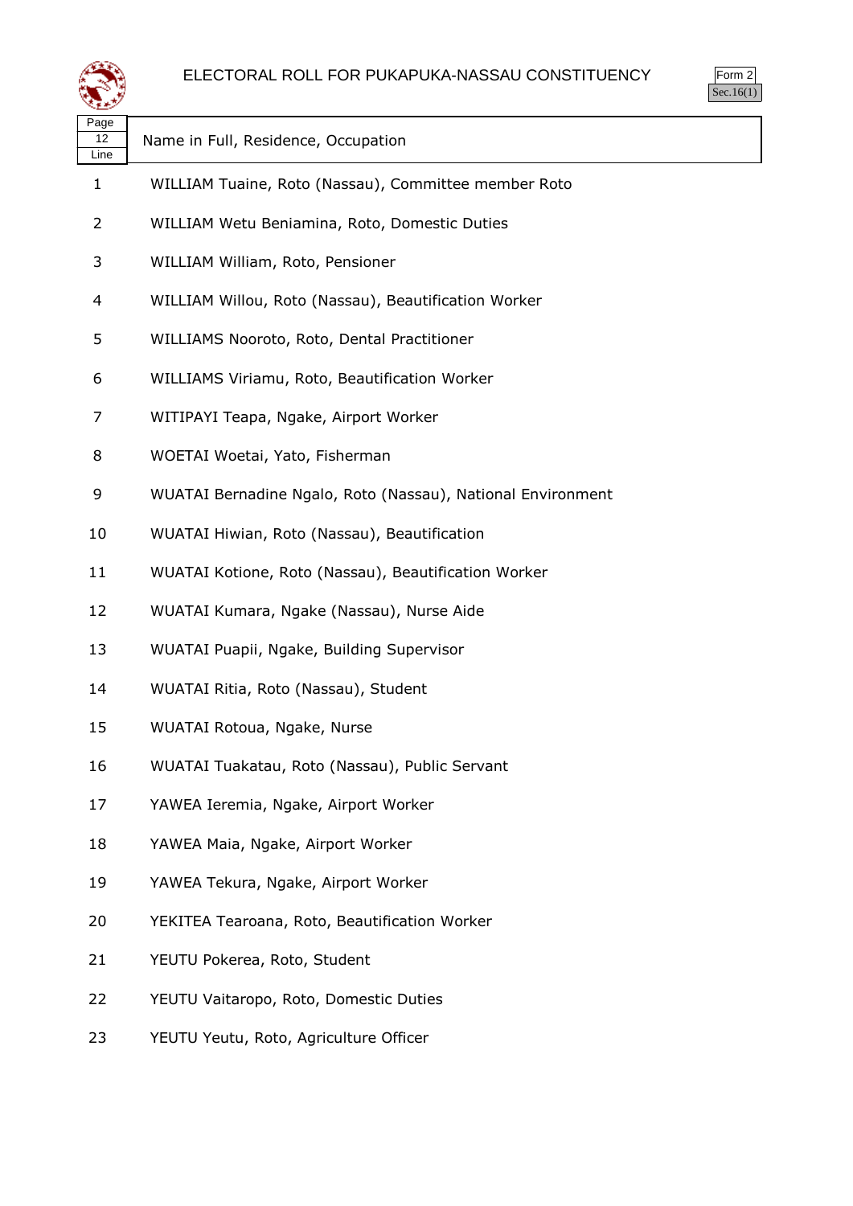# ELECTORAL ROLL FOR PUKAPUKA-NASSAU CONSTITUENCY

Form 2
Sec.16(1)

| Page 12 Line | Name in Full, Residence, Occupation |
|---|---|
| 1 | WILLIAM Tuaine, Roto (Nassau), Committee member Roto |
| 2 | WILLIAM Wetu Beniamina, Roto, Domestic Duties |
| 3 | WILLIAM William, Roto, Pensioner |
| 4 | WILLIAM Willou, Roto (Nassau), Beautification Worker |
| 5 | WILLIAMS Nooroto, Roto, Dental Practitioner |
| 6 | WILLIAMS Viriamu, Roto, Beautification Worker |
| 7 | WITIPAYI Teapa, Ngake, Airport Worker |
| 8 | WOETAI Woetai, Yato, Fisherman |
| 9 | WUATAI Bernadine Ngalo, Roto (Nassau), National Environment |
| 10 | WUATAI Hiwian, Roto (Nassau), Beautification |
| 11 | WUATAI Kotione, Roto (Nassau), Beautification Worker |
| 12 | WUATAI Kumara, Ngake (Nassau), Nurse Aide |
| 13 | WUATAI Puapii, Ngake, Building Supervisor |
| 14 | WUATAI Ritia, Roto (Nassau), Student |
| 15 | WUATAI Rotoua, Ngake, Nurse |
| 16 | WUATAI Tuakatau, Roto (Nassau), Public Servant |
| 17 | YAWEA Ieremia, Ngake, Airport Worker |
| 18 | YAWEA Maia, Ngake, Airport Worker |
| 19 | YAWEA Tekura, Ngake, Airport Worker |
| 20 | YEKITEA Tearoana, Roto, Beautification Worker |
| 21 | YEUTU Pokerea, Roto, Student |
| 22 | YEUTU Vaitaropo, Roto, Domestic Duties |
| 23 | YEUTU Yeutu, Roto, Agriculture Officer |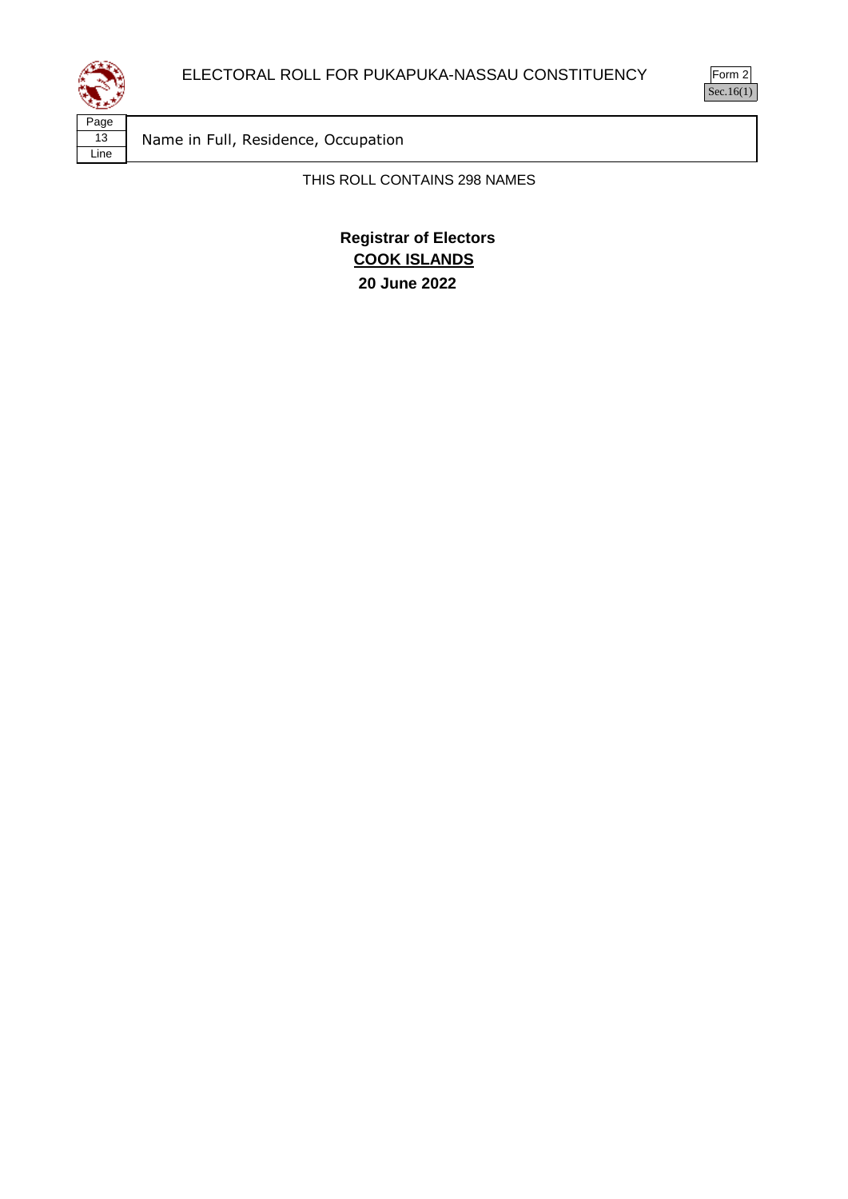ELECTORAL ROLL FOR PUKAPUKA-NASSAU CONSTITUENCY

Form 2
Sec.16(1)

| Page 13 Line | Name in Full, Residence, Occupation |
| --- | --- |

THIS ROLL CONTAINS 298 NAMES

**Registrar of Electors**
**COOK ISLANDS**
**20 June 2022**